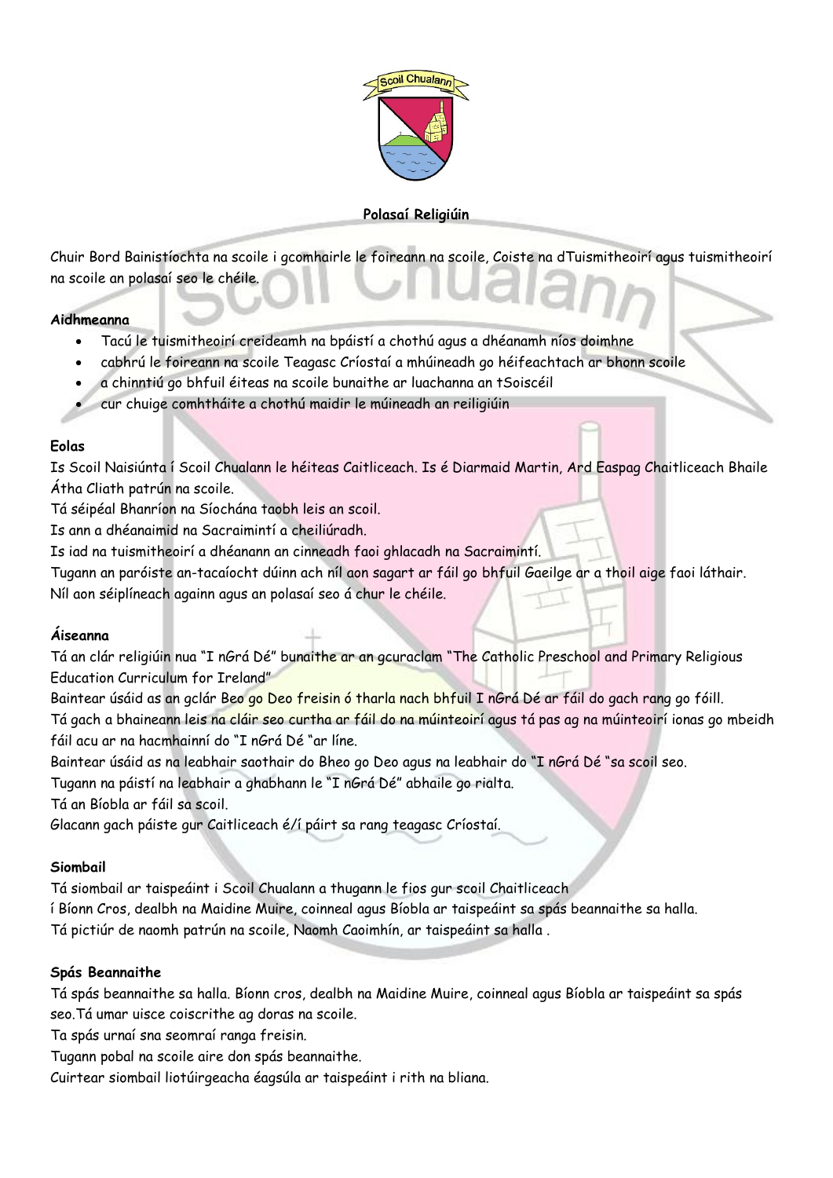**Polasaí Religiúin**

Chuir Bord Bainistíochta na scoile i gcomhairle le foireann na scoile, Coiste na dTuismitheoirí agus tuismitheoirí na scoile an polasaí seo le chéile.

**Aidhmeanna**

- Tacú le tuismitheoirí creideamh na bpáistí a chothú agus a dhéanamh níos doimhne
- cabhrú le foireann na scoile Teagasc Críostaí a mhúineadh go héifeachtach ar bhonn scoile
- a chinntiú go bhfuil éiteas na scoile bunaithe ar luachanna an tSoiscéil
- cur chuige comhtháite a chothú maidir le múineadh an reiligiúin

**Eolas**

Is Scoil Naisiúnta í Scoil Chualann le héiteas Caitliceach. Is é Diarmaid Martin, Ard Easpag Chaitliceach Bhaile Átha Cliath patrún na scoile.
Tá séipéal Bhanríon na Síochána taobh leis an scoil.
Is ann a dhéanaimid na Sacraimintí a cheiliúradh.
Is iad na tuismitheoirí a dhéanann an cinneadh faoi ghlacadh na Sacraimintí.
Tugann an paróiste an-tacaíocht dúinn ach níl aon sagart ar fáil go bhfuil Gaeilge ar a thoil aige faoi láthair.
Níl aon séiplíneach againn agus an polasaí seo á chur le chéile.

**Áiseanna**

Tá an clár religiúin nua "I nGrá Dé" bunaithe ar an gcuraclam "The Catholic Preschool and Primary Religious Education Curriculum for Ireland"
Baintear úsáid as an gclár Beo go Deo freisin ó tharla nach bhfuil I nGrá Dé ar fáil do gach rang go fóill.
Tá gach a bhaineann leis na cláir seo curtha ar fáil do na múinteoirí agus tá pas ag na múinteoirí ionas go mbeidh fáil acu ar na hacmhainní do "I nGrá Dé "ar líne.
Baintear úsáid as na leabhair saothair do Bheo go Deo agus na leabhair do "I nGrá Dé "sa scoil seo.
Tugann na páistí na leabhair a ghabhann le "I nGrá Dé" abhaile go rialta.
Tá an Bíobla ar fáil sa scoil.
Glacann gach páiste gur Caitliceach é/í páirt sa rang teagasc Críostaí.

**Siombail**

Tá siombail ar taispeáint i Scoil Chualann a thugann le fios gur scoil Chaitliceach
í Bíonn Cros, dealbh na Maidine Muire, coinneal agus Bíobla ar taispeáint sa spás beannaithe sa halla.
Tá pictiúr de naomh patrún na scoile, Naomh Caoimhín, ar taispeáint sa halla .

**Spás Beannaithe**

Tá spás beannaithe sa halla. Bíonn cros, dealbh na Maidine Muire, coinneal agus Bíobla ar taispeáint sa spás seo.Tá umar uisce coiscrithe ag doras na scoile.
Ta spás urnaí sna seomraí ranga freisin.
Tugann pobal na scoile aire don spás beannaithe.
Cuirtear siombail liotúirgeacha éagsúla ar taispeáint i rith na bliana.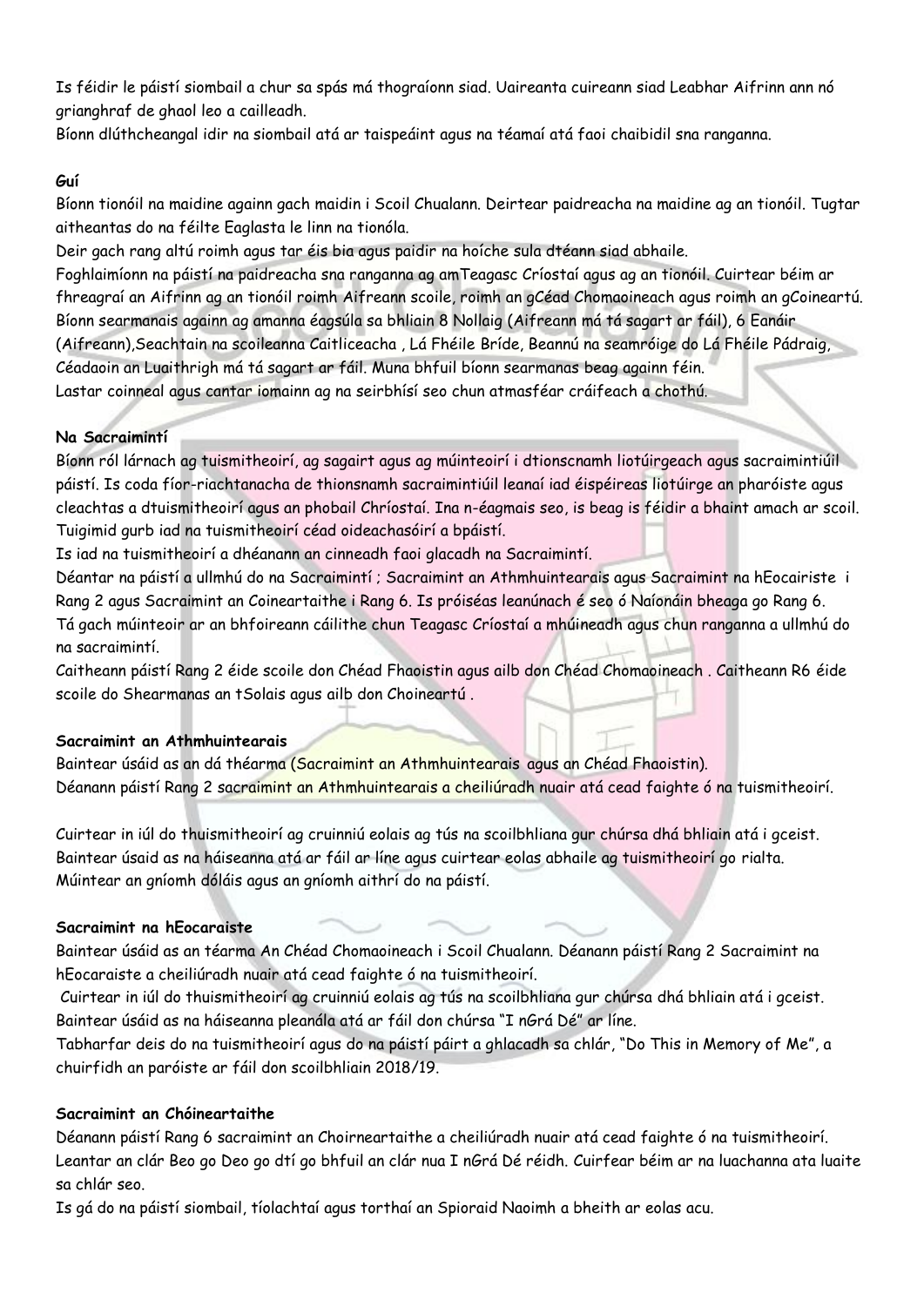Is féidir le páistí siombail a chur sa spás má thograíonn siad. Uaireanta cuireann siad Leabhar Aifrinn ann nó grianghraf de ghaol leo a cailleadh.
Bíonn dlúthcheangal idir na siombail atá ar taispeáint agus na téamaí atá faoi chaibidil sna ranganna.

**Guí**

Bíonn tionóil na maidine againn gach maidin i Scoil Chualann. Deirtear paidreacha na maidine ag an tionóil. Tugtar aitheantas do na féilte Eaglasta le linn na tionóla.
Deir gach rang altú roimh agus tar éis bia agus paidir na hoíche sula dtéann siad abhaile.
Foghlaimíonn na páistí na paidreacha sna ranganna ag amTeagasc Críostaí agus ag an tionóil. Cuirtear béim ar fhreagraí an Aifrinn ag an tionóil roimh Aifreann scoile, roimh an gCéad Chomaoineach agus roimh an gCoineartú.
Bíonn searmanais againn ag amanna éagsúla sa bhliain 8 Nollaig (Aifreann má tá sagart ar fáil), 6 Eanáir (Aifreann),Seachtain na scoileanna Caitliceacha , Lá Fhéile Bríde, Beannú na seamróige do Lá Fhéile Pádraig, Céadaoin an Luaithrigh má tá sagart ar fáil. Muna bhfuil bíonn searmanas beag againn féin.
Lastar coinneal agus cantar iomainn ag na seirbhísí seo chun atmasféar cráifeach a chothú.

**Na Sacraimintí**

Bíonn ról lárnach ag tuismitheoirí, ag sagairt agus ag múinteoirí i dtionscnamh liotúirgeach agus sacraimintiúil páistí. Is coda fíor-riachtanacha de thionsnamh sacraimintiúil leanaí iad éispéireas liotúirge an pharóiste agus cleachtas a dtuismitheoirí agus an phobail Chríostaí. Ina n-éagmais seo, is beag is féidir a bhaint amach ar scoil. Tuigimid gurb iad na tuismitheoirí céad oideachasóirí a bpáistí.
Is iad na tuismitheoirí a dhéanann an cinneadh faoi ghlacadh na Sacraimintí.
Déantar na páistí a ullmhú do na Sacraimintí ; Sacraimint an Athmhuintearais agus Sacraimint na hEocairiste i Rang 2 agus Sacraimint an Coineartaithe i Rang 6. Is próiséas leanúnach é seo ó Naíonáin bheaga go Rang 6.
Tá gach múinteoir ar an bhfoireann cáilithe chun Teagasc Críostaí a mhúineadh agus chun ranganna a ullmhú do na sacraimintí.
Caitheann páistí Rang 2 éide scoile don Chéad Fhaoistin agus ailb don Chéad Chomaoineach . Caitheann R6 éide scoile do Shearmanas an tSolais agus ailb don Choineartú .

**Sacraimint an Athmhuintearais**

Baintear úsáid as an dá théarma (Sacraimint an Athmhuintearais agus an Chéad Fhaoistin).
Déanann páistí Rang 2 sacraimint an Athmhuintearais a cheiliúradh nuair atá cead faighte ó na tuismitheoirí.

Cuirtear in iúl do thuismitheoirí ag cruinniú eolais ag tús na scoilbhliana gur chúrsa dhá bhliain atá i gceist.
Baintear úsaid as na háiseanna atá ar fáil ar líne agus cuirtear eolas abhaile ag tuismitheoirí go rialta.
Múintear an gníomh dóláis agus an gníomh aithrí do na páistí.

**Sacraimint na hEocaraiste**

Baintear úsáid as an téarma An Chéad Chomaoineach i Scoil Chualann. Déanann páistí Rang 2 Sacraimint na hEocaraiste a cheiliúradh nuair atá cead faighte ó na tuismitheoirí.
Cuirtear in iúl do thuismitheoirí ag cruinniú eolais ag tús na scoilbhliana gur chúrsa dhá bhliain atá i gceist.
Baintear úsáid as na háiseanna pleanála atá ar fáil don chúrsa "I nGrá Dé" ar líne.
Tabharfar deis do na tuismitheoirí agus do na páistí páirt a ghlacadh sa chlár, "Do This in Memory of Me", a chuirfidh an paróiste ar fáil don scoilbhliain 2018/19.

**Sacraimint an Chóineartaithe**

Déanann páistí Rang 6 sacraimint an Choirneartaithe a cheiliúradh nuair atá cead faighte ó na tuismitheoirí.
Leantar an clár Beo go Deo go dtí go bhfuil an clár nua I nGrá Dé réidh. Cuirfear béim ar na luachanna ata luaite sa chlár seo.
Is gá do na páistí siombail, tíolachtaí agus torthaí an Spioraid Naoimh a bheith ar eolas acu.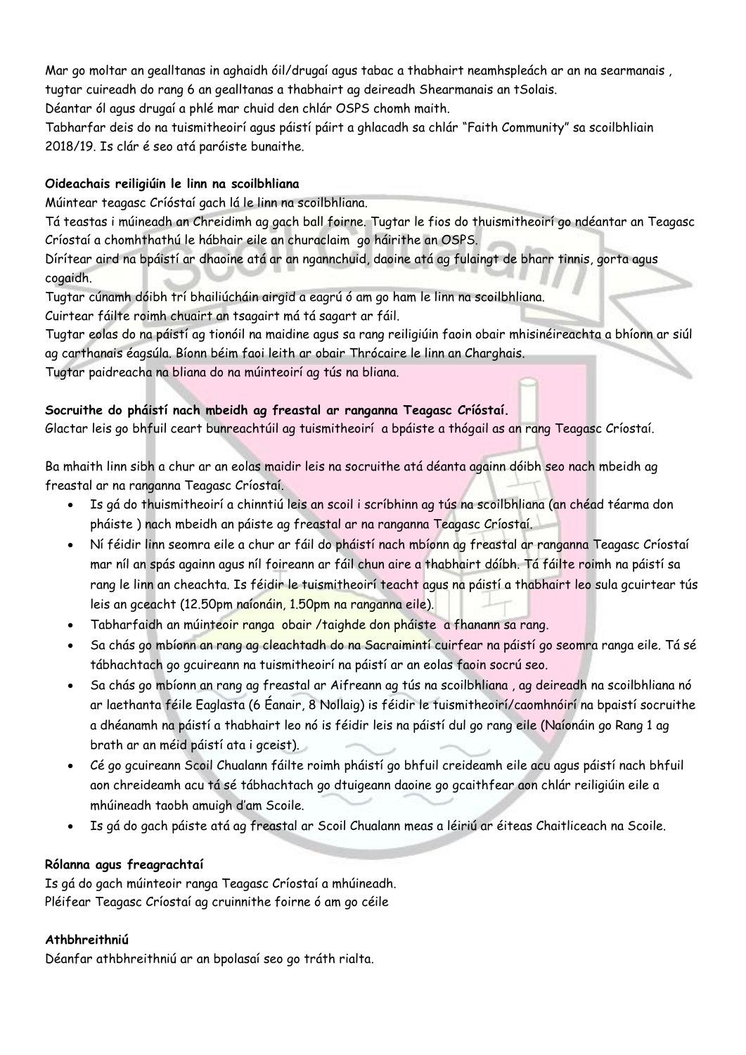Mar go moltar an geallltanas in aghaidh óil/drugaí agus tabac a thabhairt neamhspleách ar an na searmanais , tugtar cuireadh do rang 6 an geallltanas a thabhairt ag deireadh Shearmanais an tSolais.

Déantar ól agus drugaí a phlé mar chuid den chlár OSPS chomh maith.

Tabharfar deis do na tuismitheoirí agus páistí páirt a ghlacadh sa chlár "Faith Community" sa scoilbhliain 2018/19. Is clár é seo atá paróiste bunaithe.

**Oideachais reiligiúin le linn na scoilbhliana**

Múintear teagasc Críóstaí gach lá le linn na scoilbhliana.

Tá teastas i múineadh an Chreidimh ag gach ball foirne. Tugtar le fios do thuismitheoirí go ndéantar an Teagasc Críostaí a chomhthathú le hábhair eile an churaclaim go háirithe an OSPS.

Dírítear aird na bpáistí ar dhaoine atá ar an ngannchuid, daoine atá ag fulaingt de bharr tinnis, gorta agus cogaidh.

Tugtar cúnamh dóibh trí bhailiúcháin airgid a eagrú ó am go ham le linn na scoilbhliana.

Cuirtear fáilte roimh chuairt an tsagairt má tá sagart ar fáil.

Tugtar eolas do na páistí ag tionóil na maidine agus sa rang reiligiúin faoin obair mhisinéireachta a bhíonn ar siúl ag carthanais éagsúla. Bíonn béim faoi leith ar obair Thrócaire le linn an Charghais.

Tugtar paidreacha na bliana do na múinteoirí ag tús na bliana.

**Socruithe do pháistí nach mbeidh ag freastal ar ranganna Teagasc Críóstaí.**

Glactar leis go bhfuil ceart bunreachtúil ag tuismitheoirí a bpáiste a thógail as an rang Teagasc Críostaí.

Ba mhaith linn sibh a chur ar an eolas maidir leis na socruithe atá déanta againn dóibh seo nach mbeidh ag freastal ar na ranganna Teagasc Críostaí.

- Is gá do thuismitheoirí a chinntiú leis an scoil i scríbhinn ag tús na scoilbhliana (an chéad téarma don pháiste ) nach mbeidh an páiste ag freastal ar na ranganna Teagasc Críostaí.
- Ní féidir linn seomra eile a chur ar fáil do pháistí nach mbíonn ag freastal ar ranganna Teagasc Críostaí mar níl an spás againn agus níl foireann ar fáil chun aire a thabhairt dóibh. Tá fáilte roimh na páistí sa rang le linn an cheachta. Is féidir le tuismitheoirí teacht agus na páistí a thabhairt leo sula gcuirtear tús leis an gceacht (12.50pm naíonáin, 1.50pm na ranganna eile).
- Tabharfaidh an múinteoir ranga obair /taighde don pháiste a fhanann sa rang.
- Sa chás go mbíonn an rang ag cleachtadh do na Sacraimintí cuirfear na páistí go seomra ranga eile. Tá sé tábhachtach go gcuireann na tuismitheoirí na páistí ar an eolas faoin socrú seo.
- Sa chás go mbíonn an rang ag freastal ar Aifreann ag tús na scoilbhliana , ag deireadh na scoilbhliana nó ar laethanta féile Eaglasta (6 Éanair, 8 Nollaig) is féidir le tuismitheoirí/caomhnóirí na bpaistí socruithe a dhéanamh na páistí a thabhairt leo nó is féidir leis na páistí dul go rang eile (Naíonáin go Rang 1 ag brath ar an méid páistí ata i gceist).
- Cé go gcuireann Scoil Chualann fáilte roimh pháistí go bhfuil creideamh eile acu agus páistí nach bhfuil aon chreideamh acu tá sé tábhachtach go dtuigeann daoine go gcaithfear aon chlár reiligiúin eile a mhúineadh taobh amuigh d'am Scoile.
- Is gá do gach páiste atá ag freastal ar Scoil Chualann meas a léiriú ar éiteas Chaitliceach na Scoile.

**Rólanna agus freagrachtaí**

Is gá do gach múinteoir ranga Teagasc Críostaí a mhúineadh.

Pléifear Teagasc Críostaí ag cruinnithe foirne ó am go céile

**Athbhreithniú**

Déanfar athbhreithniú ar an bpolasaí seo go tráth rialta.